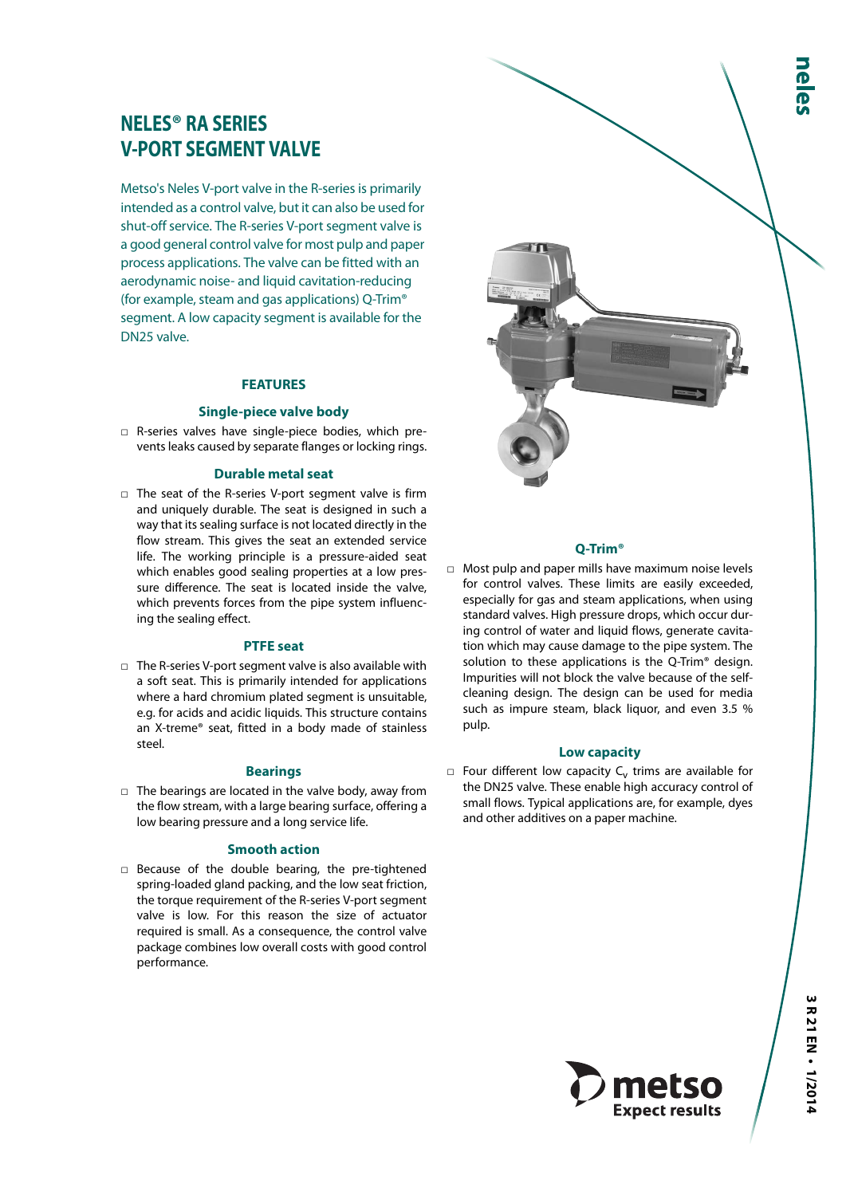# NELES® RA SERIES V-PORT SEGMENT VALVE

Metso's Neles V-port valve in the R-series is primarily intended as a control valve, but it can also be used for shut-off service. The R-series V-port segment valve is a good general control valve for most pulp and paper process applications. The valve can be fitted with an aerodynamic noise- and liquid cavitation-reducing (for example, steam and gas applications) Q-Trim® segment. A low capacity segment is available for the DN25 valve.

## FEATURES

### Single-piece valve body

- R-series valves have single-piece bodies, which prevents leaks caused by separate flanges or locking rings.

### Durable metal seat

- The seat of the R-series V-port segment valve is firm and uniquely durable. The seat is designed in such a way that its sealing surface is not located directly in the flow stream. This gives the seat an extended service life. The working principle is a pressure-aided seat which enables good sealing properties at a low pressure difference. The seat is located inside the valve, which prevents forces from the pipe system influencing the sealing effect.

### PTFE seat

- The R-series V-port segment valve is also available with a soft seat. This is primarily intended for applications where a hard chromium plated segment is unsuitable, e.g. for acids and acidic liquids. This structure contains an X-treme® seat, fitted in a body made of stainless steel.

### Bearings

- The bearings are located in the valve body, away from the flow stream, with a large bearing surface, offering a low bearing pressure and a long service life.

### Smooth action

- Because of the double bearing, the pre-tightened spring-loaded gland packing, and the low seat friction, the torque requirement of the R-series V-port segment valve is low. For this reason the size of actuator required is small. As a consequence, the control valve package combines low overall costs with good control performance.

### Q-Trim®

- Most pulp and paper mills have maximum noise levels for control valves. These limits are easily exceeded, especially for gas and steam applications, when using standard valves. High pressure drops, which occur during control of water and liquid flows, generate cavitation which may cause damage to the pipe system. The solution to these applications is the Q-Trim® design. Impurities will not block the valve because of the self-cleaning design. The design can be used for media such as impure steam, black liquor, and even 3.5 % pulp.

### Low capacity

- Four different low capacity $C_v$ trims are available for the DN25 valve. These enable high accuracy control of small flows. Typical applications are, for example, dyes and other additives on a paper machine.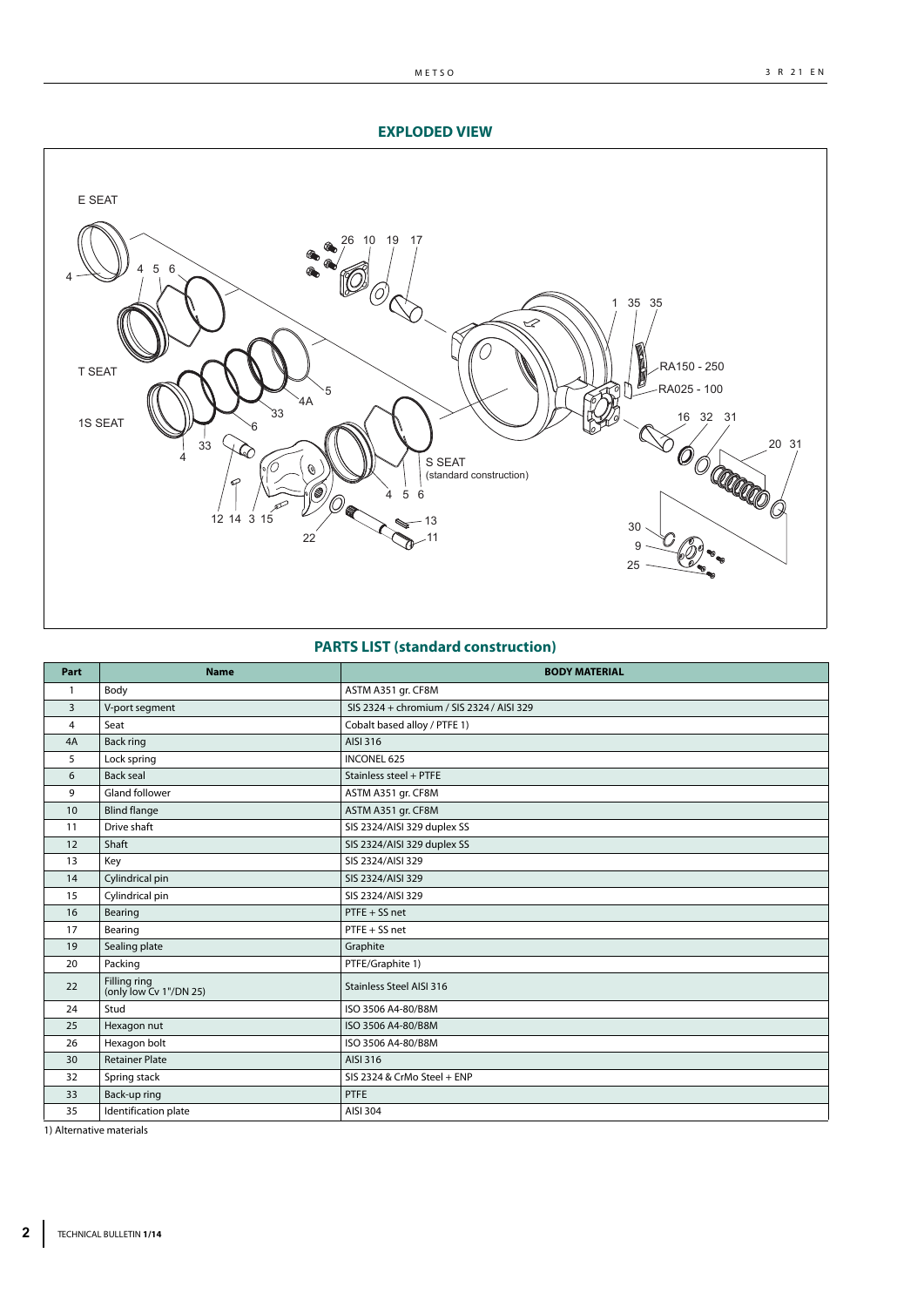## EXPLODED VIEW

## PARTS LIST (standard construction)

| Part | Name | BODY MATERIAL |
|---|---|---|
| 1 | Body | ASTM A351 gr. CF8M |
| 3 | V-port segment | SIS 2324 + chromium / SIS 2324 / AISI 329 |
| 4 | Seat | Cobalt based alloy / PTFE 1) |
| 4A | Back ring | AISI 316 |
| 5 | Lock spring | INCONEL 625 |
| 6 | Back seal | Stainless steel + PTFE |
| 9 | Gland follower | ASTM A351 gr. CF8M |
| 10 | Blind flange | ASTM A351 gr. CF8M |
| 11 | Drive shaft | SIS 2324/AISI 329 duplex SS |
| 12 | Shaft | SIS 2324/AISI 329 duplex SS |
| 13 | Key | SIS 2324/AISI 329 |
| 14 | Cylindrical pin | SIS 2324/AISI 329 |
| 15 | Cylindrical pin | SIS 2324/AISI 329 |
| 16 | Bearing | PTFE + SS net |
| 17 | Bearing | PTFE + SS net |
| 19 | Sealing plate | Graphite |
| 20 | Packing | PTFE/Graphite 1) |
| 22 | Filling ring (only low Cv 1"/DN 25) | Stainless Steel AISI 316 |
| 24 | Stud | ISO 3506 A4-80/B8M |
| 25 | Hexagon nut | ISO 3506 A4-80/B8M |
| 26 | Hexagon bolt | ISO 3506 A4-80/B8M |
| 30 | Retainer Plate | AISI 316 |
| 32 | Spring stack | SIS 2324 & CrMo Steel + ENP |
| 33 | Back-up ring | PTFE |
| 35 | Identification plate | AISI 304 |

1) Alternative materials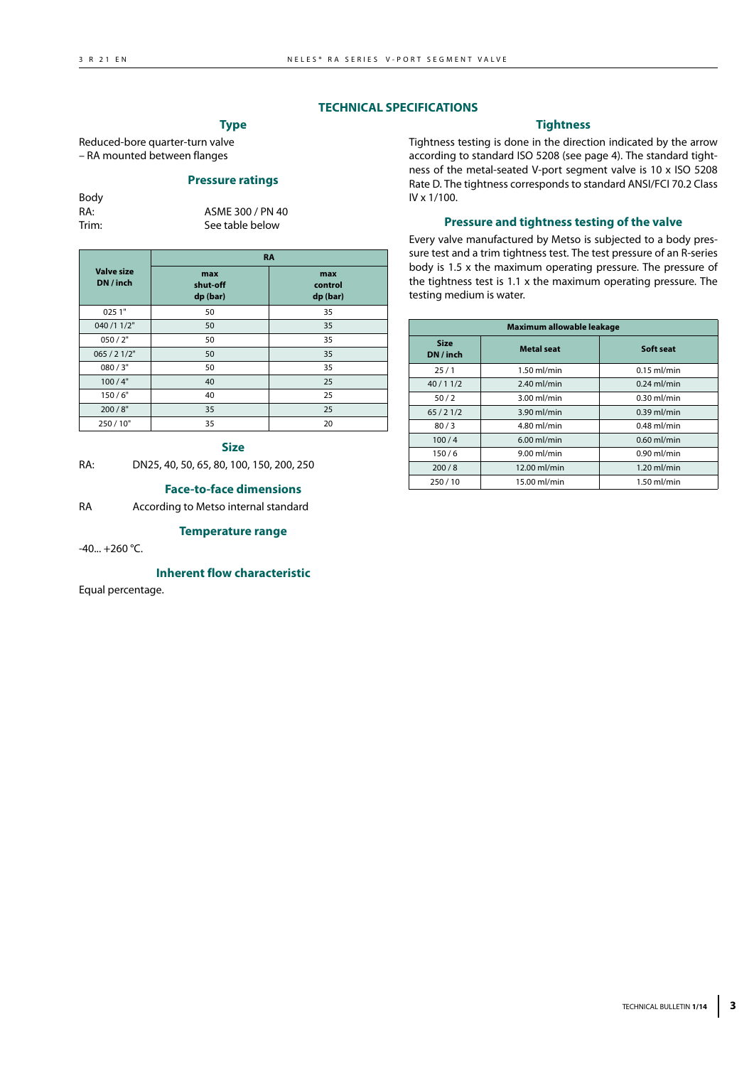# TECHNICAL SPECIFICATIONS

## Type

Reduced-bore quarter-turn valve
– RA mounted between flanges

## Pressure ratings

Body
RA: ASME 300 / PN 40
Trim: See table below

| Valve size DN / inch | RA | |
|---|---|---|
| | max shut-off dp (bar) | max control dp (bar) |
| 025 1" | 50 | 35 |
| 040 /1 1/2" | 50 | 35 |
| 050 / 2" | 50 | 35 |
| 065 / 2 1/2" | 50 | 35 |
| 080 / 3" | 50 | 35 |
| 100 / 4" | 40 | 25 |
| 150 / 6" | 40 | 25 |
| 200 / 8" | 35 | 25 |
| 250 / 10" | 35 | 20 |

## Size

RA: DN25, 40, 50, 65, 80, 100, 150, 200, 250

## Face-to-face dimensions

RA According to Metso internal standard

## Temperature range

-40... +260 °C.

## Inherent flow characteristic

Equal percentage.

## Tightness

Tightness testing is done in the direction indicated by the arrow according to standard ISO 5208 (see page 4). The standard tightness of the metal-seated V-port segment valve is 10 x ISO 5208 Rate D. The tightness corresponds to standard ANSI/FCI 70.2 Class IV x 1/100.

## Pressure and tightness testing of the valve

Every valve manufactured by Metso is subjected to a body pressure test and a trim tightness test. The test pressure of an R-series body is 1.5 x the maximum operating pressure. The pressure of the tightness test is 1.1 x the maximum operating pressure. The testing medium is water.

| Maximum allowable leakage | | |
|---|---|---|
| Size DN / inch | Metal seat | Soft seat |
| 25 / 1 | 1.50 ml/min | 0.15 ml/min |
| 40 / 1 1/2 | 2.40 ml/min | 0.24 ml/min |
| 50 / 2 | 3.00 ml/min | 0.30 ml/min |
| 65 / 2 1/2 | 3.90 ml/min | 0.39 ml/min |
| 80 / 3 | 4.80 ml/min | 0.48 ml/min |
| 100 / 4 | 6.00 ml/min | 0.60 ml/min |
| 150 / 6 | 9.00 ml/min | 0.90 ml/min |
| 200 / 8 | 12.00 ml/min | 1.20 ml/min |
| 250 / 10 | 15.00 ml/min | 1.50 ml/min |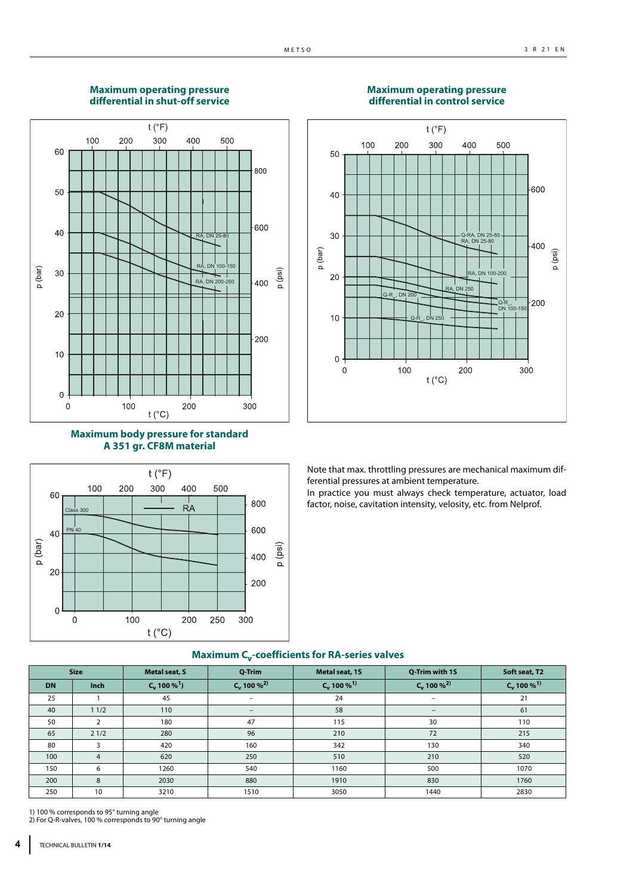### Maximum operating pressure differential in shut-off service

### Maximum operating pressure differential in control service

### Maximum body pressure for standard A 351 gr. CF8M material

Note that max. throttling pressures are mechanical maximum differential pressures at ambient temperature.
In practice you must always check temperature, actuator, load factor, noise, cavitation intensity, velocity, etc. from Nelprof.

### Maximum $C_v$-coefficients for RA-series valves

| Size | | Metal seat, S | Q-Trim | Metal seat, 1S | Q-Trim with 1S | Soft seat, T2 |
|---|---|---|---|---|---|---|
| DN | Inch | $C_v$ 100 %[1] | $C_v$ 100 %[2] | $C_v$ 100 %[1] | $C_v$ 100 %[2] | $C_v$ 100 %[1] |
| 25 | 1 | 45 | – | 24 | – | 21 |
| 40 | 1 1/2 | 110 | – | 58 | – | 61 |
| 50 | 2 | 180 | 47 | 115 | 30 | 110 |
| 65 | 2 1/2 | 280 | 96 | 210 | 72 | 215 |
| 80 | 3 | 420 | 160 | 342 | 130 | 340 |
| 100 | 4 | 620 | 250 | 510 | 210 | 520 |
| 150 | 6 | 1260 | 540 | 1160 | 500 | 1070 |
| 200 | 8 | 2030 | 880 | 1910 | 830 | 1760 |
| 250 | 10 | 3210 | 1510 | 3050 | 1440 | 2830 |

1) 100 % corresponds to 95° turning angle
2) For Q-R-valves, 100 % corresponds to 90° turning angle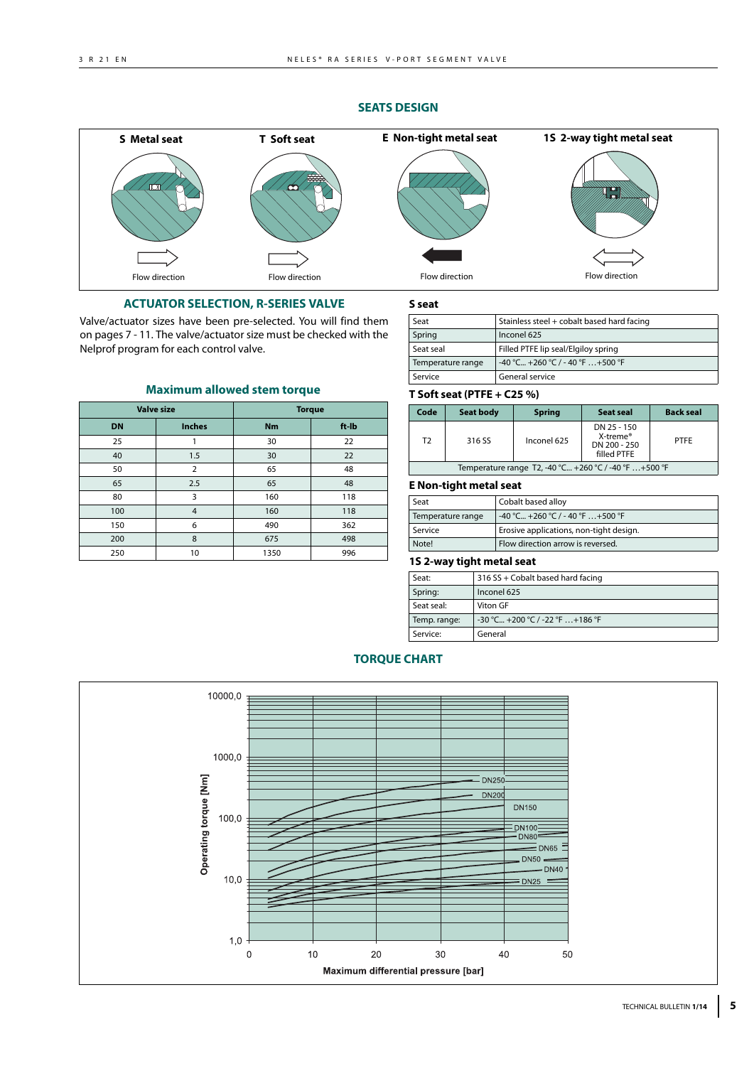## SEATS DESIGN

**S Metal seat** — Flow direction

**T Soft seat** — Flow direction

**E Non-tight metal seat** — Flow direction

**1S 2-way tight metal seat** — Flow direction

## ACTUATOR SELECTION, R-SERIES VALVE

Valve/actuator sizes have been pre-selected. You will find them on pages 7 - 11. The valve/actuator size must be checked with the Nelprof program for each control valve.

### Maximum allowed stem torque

| Valve size | | Torque | |
|---|---|---|---|
| **DN** | **Inches** | **Nm** | **ft-lb** |
| 25 | 1 | 30 | 22 |
| 40 | 1.5 | 30 | 22 |
| 50 | 2 | 65 | 48 |
| 65 | 2.5 | 65 | 48 |
| 80 | 3 | 160 | 118 |
| 100 | 4 | 160 | 118 |
| 150 | 6 | 490 | 362 |
| 200 | 8 | 675 | 498 |
| 250 | 10 | 1350 | 996 |

### S seat

| | |
|---|---|
| Seat | Stainless steel + cobalt based hard facing |
| Spring | Inconel 625 |
| Seat seal | Filled PTFE lip seal/Elgiloy spring |
| Temperature range | -40 °C... +260 °C / - 40 °F …+500 °F |
| Service | General service |

### T Soft seat (PTFE + C25 %)

| Code | Seat body | Spring | Seat seal | Back seal |
|---|---|---|---|---|
| T2 | 316 SS | Inconel 625 | DN 25 - 150 X-treme® DN 200 - 250 filled PTFE | PTFE |
| Temperature range T2, -40 °C... +260 °C / -40 °F …+500 °F | | | | |

### E Non-tight metal seat

| | |
|---|---|
| Seat | Cobalt based alloy |
| Temperature range | -40 °C... +260 °C / - 40 °F …+500 °F |
| Service | Erosive applications, non-tight design. |
| Note! | Flow direction arrow is reversed. |

### 1S 2-way tight metal seat

| | |
|---|---|
| Seat: | 316 SS + Cobalt based hard facing |
| Spring: | Inconel 625 |
| Seat seal: | Viton GF |
| Temp. range: | -30 °C... +200 °C / -22 °F …+186 °F |
| Service: | General |

## TORQUE CHART

Operating torque [Nm] (1,0 – 10000,0, logarithmic) vs. Maximum differential pressure [bar] (0 – 50)

Curves: DN250, DN200, DN150, DN100, DN80, DN65, DN50, DN40, DN25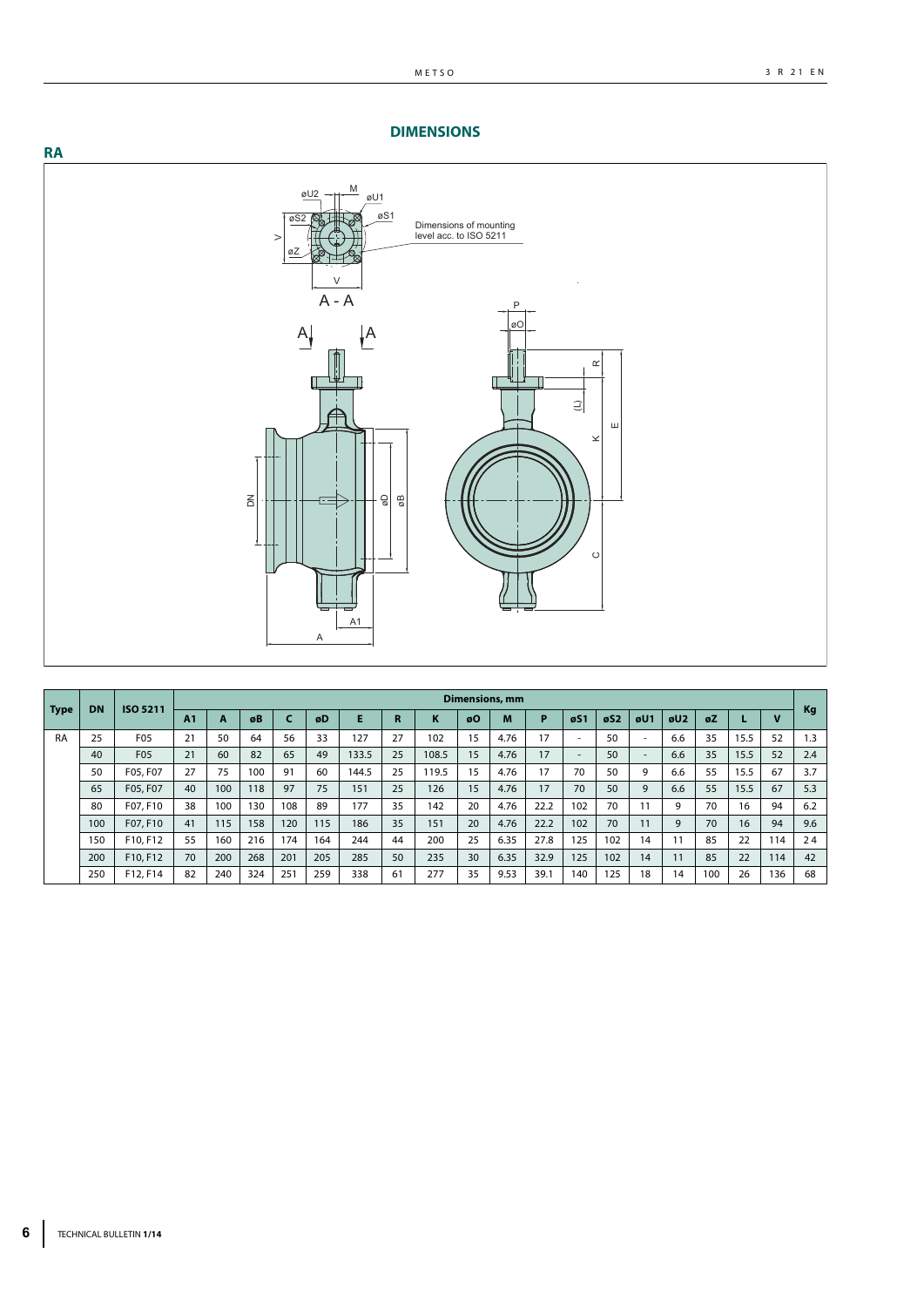## DIMENSIONS

### RA

Dimensions of mounting level acc. to ISO 5211

| Type | DN | ISO 5211 | Dimensions, mm | | | | | | | | | | | | | | | | | | | Kg |
|---|---|---|---|---|---|---|---|---|---|---|---|---|---|---|---|---|---|---|---|---|---|---|
| | | | A1 | A | øB | C | øD | E | R | K | øO | M | P | øS1 | øS2 | øU1 | øU2 | øZ | L | V | |
| RA | 25 | F05 | 21 | 50 | 64 | 56 | 33 | 127 | 27 | 102 | 15 | 4.76 | 17 | - | 50 | - | 6.6 | 35 | 15.5 | 52 | 1.3 |
| | 40 | F05 | 21 | 60 | 82 | 65 | 49 | 133.5 | 25 | 108.5 | 15 | 4.76 | 17 | - | 50 | - | 6.6 | 35 | 15.5 | 52 | 2.4 |
| | 50 | F05, F07 | 27 | 75 | 100 | 91 | 60 | 144.5 | 25 | 119.5 | 15 | 4.76 | 17 | 70 | 50 | 9 | 6.6 | 55 | 15.5 | 67 | 3.7 |
| | 65 | F05, F07 | 40 | 100 | 118 | 97 | 75 | 151 | 25 | 126 | 15 | 4.76 | 17 | 70 | 50 | 9 | 6.6 | 55 | 15.5 | 67 | 5.3 |
| | 80 | F07, F10 | 38 | 100 | 130 | 108 | 89 | 177 | 35 | 142 | 20 | 4.76 | 22.2 | 102 | 70 | 11 | 9 | 70 | 16 | 94 | 6.2 |
| | 100 | F07, F10 | 41 | 115 | 158 | 120 | 115 | 186 | 35 | 151 | 20 | 4.76 | 22.2 | 102 | 70 | 11 | 9 | 70 | 16 | 94 | 9.6 |
| | 150 | F10, F12 | 55 | 160 | 216 | 174 | 164 | 244 | 44 | 200 | 25 | 6.35 | 27.8 | 125 | 102 | 14 | 11 | 85 | 22 | 114 | 24 |
| | 200 | F10, F12 | 70 | 200 | 268 | 201 | 205 | 285 | 50 | 235 | 30 | 6.35 | 32.9 | 125 | 102 | 14 | 11 | 85 | 22 | 114 | 42 |
| | 250 | F12, F14 | 82 | 240 | 324 | 251 | 259 | 338 | 61 | 277 | 35 | 9.53 | 39.1 | 140 | 125 | 18 | 14 | 100 | 26 | 136 | 68 |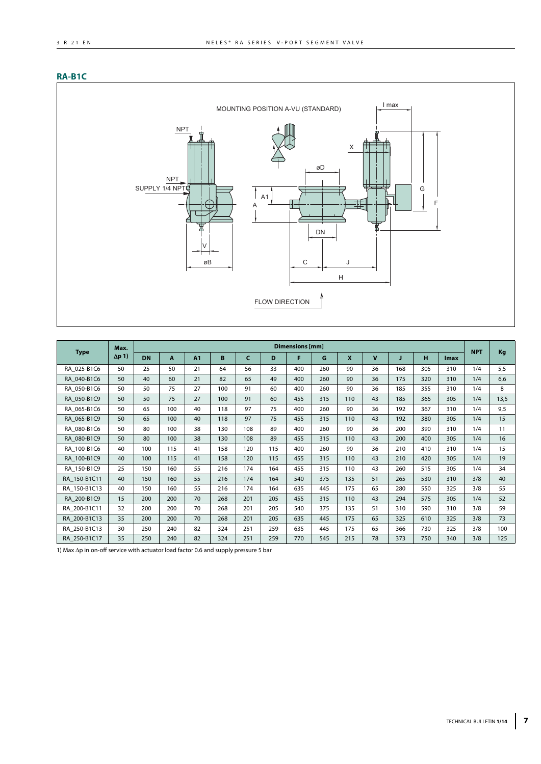## RA-B1C

| Type | Max. Δp 1) | Dimensions [mm] | | | | | | | | | | | | | NPT | Kg |
|---|---|---|---|---|---|---|---|---|---|---|---|---|---|---|---|---|
| | | DN | A | A1 | B | C | D | F | G | X | V | J | H | Imax | | |
| RA_025-B1C6 | 50 | 25 | 50 | 21 | 64 | 56 | 33 | 400 | 260 | 90 | 36 | 168 | 305 | 310 | 1/4 | 5,5 |
| RA_040-B1C6 | 50 | 40 | 60 | 21 | 82 | 65 | 49 | 400 | 260 | 90 | 36 | 175 | 320 | 310 | 1/4 | 6,6 |
| RA_050-B1C6 | 50 | 50 | 75 | 27 | 100 | 91 | 60 | 400 | 260 | 90 | 36 | 185 | 355 | 310 | 1/4 | 8 |
| RA_050-B1C9 | 50 | 50 | 75 | 27 | 100 | 91 | 60 | 455 | 315 | 110 | 43 | 185 | 365 | 305 | 1/4 | 13,5 |
| RA_065-B1C6 | 50 | 65 | 100 | 40 | 118 | 97 | 75 | 400 | 260 | 90 | 36 | 192 | 367 | 310 | 1/4 | 9,5 |
| RA_065-B1C9 | 50 | 65 | 100 | 40 | 118 | 97 | 75 | 455 | 315 | 110 | 43 | 192 | 380 | 305 | 1/4 | 15 |
| RA_080-B1C6 | 50 | 80 | 100 | 38 | 130 | 108 | 89 | 400 | 260 | 90 | 36 | 200 | 390 | 310 | 1/4 | 11 |
| RA_080-B1C9 | 50 | 80 | 100 | 38 | 130 | 108 | 89 | 455 | 315 | 110 | 43 | 200 | 400 | 305 | 1/4 | 16 |
| RA_100-B1C6 | 40 | 100 | 115 | 41 | 158 | 120 | 115 | 400 | 260 | 90 | 36 | 210 | 410 | 310 | 1/4 | 15 |
| RA_100-B1C9 | 40 | 100 | 115 | 41 | 158 | 120 | 115 | 455 | 315 | 110 | 43 | 210 | 420 | 305 | 1/4 | 19 |
| RA_150-B1C9 | 25 | 150 | 160 | 55 | 216 | 174 | 164 | 455 | 315 | 110 | 43 | 260 | 515 | 305 | 1/4 | 34 |
| RA_150-B1C11 | 40 | 150 | 160 | 55 | 216 | 174 | 164 | 540 | 375 | 135 | 51 | 265 | 530 | 310 | 3/8 | 40 |
| RA_150-B1C13 | 40 | 150 | 160 | 55 | 216 | 174 | 164 | 635 | 445 | 175 | 65 | 280 | 550 | 325 | 3/8 | 55 |
| RA_200-B1C9 | 15 | 200 | 200 | 70 | 268 | 201 | 205 | 455 | 315 | 110 | 43 | 294 | 575 | 305 | 1/4 | 52 |
| RA_200-B1C11 | 32 | 200 | 200 | 70 | 268 | 201 | 205 | 540 | 375 | 135 | 51 | 310 | 590 | 310 | 3/8 | 59 |
| RA_200-B1C13 | 35 | 200 | 200 | 70 | 268 | 201 | 205 | 635 | 445 | 175 | 65 | 325 | 610 | 325 | 3/8 | 73 |
| RA_250-B1C13 | 30 | 250 | 240 | 82 | 324 | 251 | 259 | 635 | 445 | 175 | 65 | 366 | 730 | 325 | 3/8 | 100 |
| RA_250-B1C17 | 35 | 250 | 240 | 82 | 324 | 251 | 259 | 770 | 545 | 215 | 78 | 373 | 750 | 340 | 3/8 | 125 |

1) Max Δp in on-off service with actuator load factor 0.6 and supply pressure 5 bar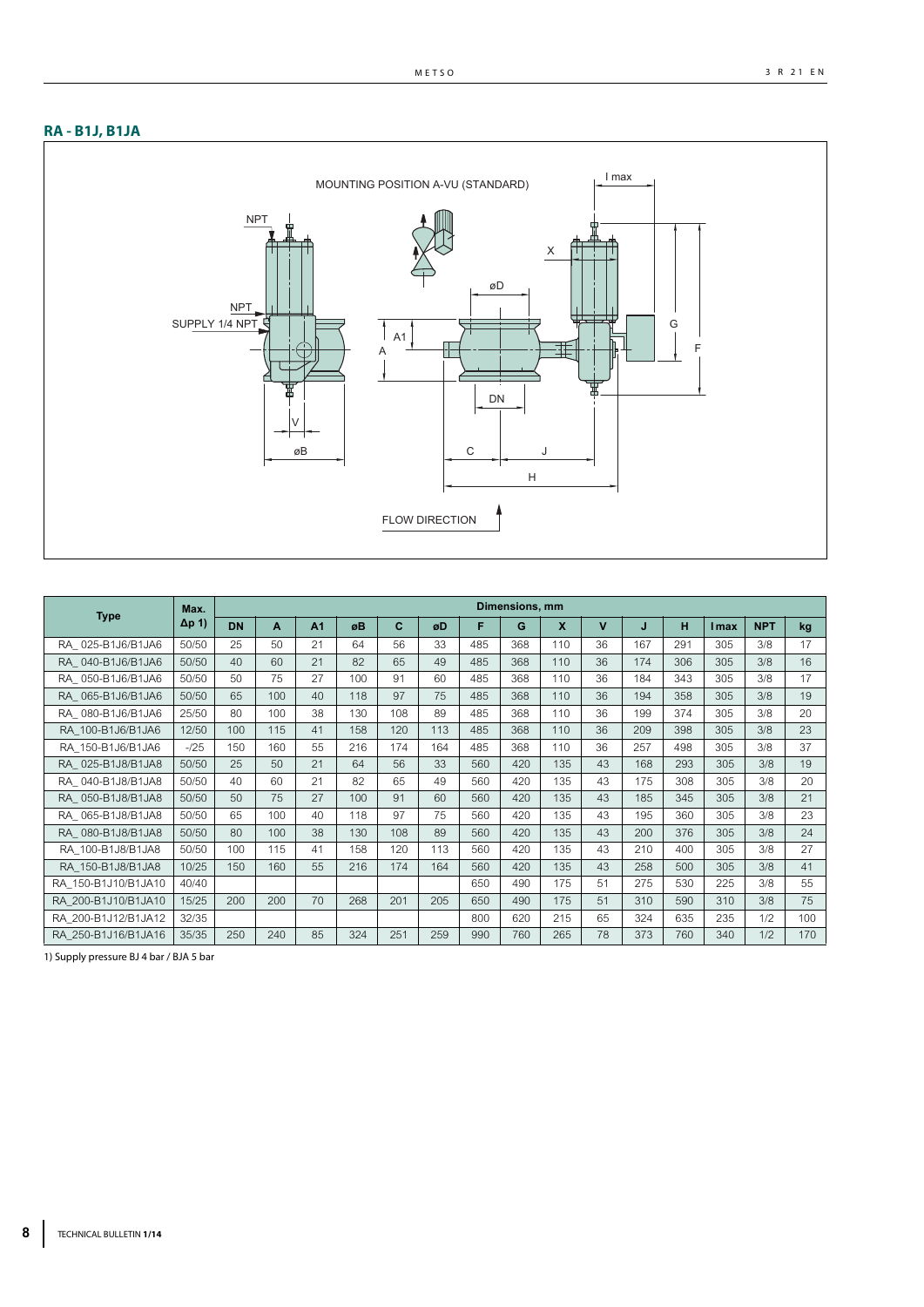## RA - B1J, B1JA

| Type | Max. Δp 1) | Dimensions, mm | | | | | | | | | | | | | | |
|---|---|---|---|---|---|---|---|---|---|---|---|---|---|---|---|---|
| | | DN | A | A1 | øB | C | øD | F | G | X | V | J | H | I max | NPT | kg |
| RA_ 025-B1J6/B1JA6 | 50/50 | 25 | 50 | 21 | 64 | 56 | 33 | 485 | 368 | 110 | 36 | 167 | 291 | 305 | 3/8 | 17 |
| RA_ 040-B1J6/B1JA6 | 50/50 | 40 | 60 | 21 | 82 | 65 | 49 | 485 | 368 | 110 | 36 | 174 | 306 | 305 | 3/8 | 16 |
| RA_ 050-B1J6/B1JA6 | 50/50 | 50 | 75 | 27 | 100 | 91 | 60 | 485 | 368 | 110 | 36 | 184 | 343 | 305 | 3/8 | 17 |
| RA_ 065-B1J6/B1JA6 | 50/50 | 65 | 100 | 40 | 118 | 97 | 75 | 485 | 368 | 110 | 36 | 194 | 358 | 305 | 3/8 | 19 |
| RA_ 080-B1J6/B1JA6 | 25/50 | 80 | 100 | 38 | 130 | 108 | 89 | 485 | 368 | 110 | 36 | 199 | 374 | 305 | 3/8 | 20 |
| RA_100-B1J6/B1JA6 | 12/50 | 100 | 115 | 41 | 158 | 120 | 113 | 485 | 368 | 110 | 36 | 209 | 398 | 305 | 3/8 | 23 |
| RA_150-B1J6/B1JA6 | -/25 | 150 | 160 | 55 | 216 | 174 | 164 | 485 | 368 | 110 | 36 | 257 | 498 | 305 | 3/8 | 37 |
| RA_ 025-B1J8/B1JA8 | 50/50 | 25 | 50 | 21 | 64 | 56 | 33 | 560 | 420 | 135 | 43 | 168 | 293 | 305 | 3/8 | 19 |
| RA_ 040-B1J8/B1JA8 | 50/50 | 40 | 60 | 21 | 82 | 65 | 49 | 560 | 420 | 135 | 43 | 175 | 308 | 305 | 3/8 | 20 |
| RA_ 050-B1J8/B1JA8 | 50/50 | 50 | 75 | 27 | 100 | 91 | 60 | 560 | 420 | 135 | 43 | 185 | 345 | 305 | 3/8 | 21 |
| RA_ 065-B1J8/B1JA8 | 50/50 | 65 | 100 | 40 | 118 | 97 | 75 | 560 | 420 | 135 | 43 | 195 | 360 | 305 | 3/8 | 23 |
| RA_ 080-B1J8/B1JA8 | 50/50 | 80 | 100 | 38 | 130 | 108 | 89 | 560 | 420 | 135 | 43 | 200 | 376 | 305 | 3/8 | 24 |
| RA_100-B1J8/B1JA8 | 50/50 | 100 | 115 | 41 | 158 | 120 | 113 | 560 | 420 | 135 | 43 | 210 | 400 | 305 | 3/8 | 27 |
| RA_150-B1J8/B1JA8 | 10/25 | 150 | 160 | 55 | 216 | 174 | 164 | 560 | 420 | 135 | 43 | 258 | 500 | 305 | 3/8 | 41 |
| RA_150-B1J10/B1JA10 | 40/40 | | | | | | | 650 | 490 | 175 | 51 | 275 | 530 | 225 | 3/8 | 55 |
| RA_200-B1J10/B1JA10 | 15/25 | 200 | 200 | 70 | 268 | 201 | 205 | 650 | 490 | 175 | 51 | 310 | 590 | 310 | 3/8 | 75 |
| RA_200-B1J12/B1JA12 | 32/35 | | | | | | | 800 | 620 | 215 | 65 | 324 | 635 | 235 | 1/2 | 100 |
| RA_250-B1J16/B1JA16 | 35/35 | 250 | 240 | 85 | 324 | 251 | 259 | 990 | 760 | 265 | 78 | 373 | 760 | 340 | 1/2 | 170 |

1) Supply pressure BJ 4 bar / BJA 5 bar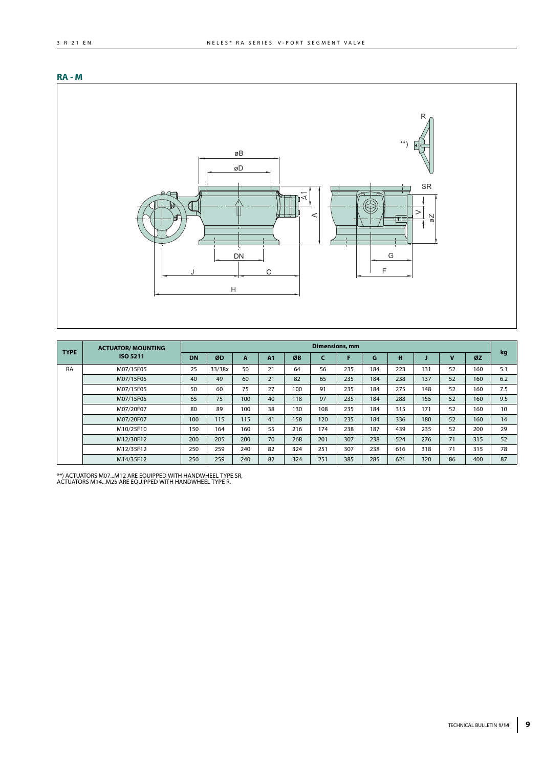## RA - M

| TYPE | ACTUATOR/ MOUNTING ISO 5211 | Dimensions, mm | | | | | | | | | | | | kg |
|---|---|---|---|---|---|---|---|---|---|---|---|---|---|---|
| | | DN | ØD | A | A1 | ØB | C | F | G | H | J | V | ØZ | |
| RA | M07/15F05 | 25 | 33/38x | 50 | 21 | 64 | 56 | 235 | 184 | 223 | 131 | 52 | 160 | 5.1 |
| | M07/15F05 | 40 | 49 | 60 | 21 | 82 | 65 | 235 | 184 | 238 | 137 | 52 | 160 | 6.2 |
| | M07/15F05 | 50 | 60 | 75 | 27 | 100 | 91 | 235 | 184 | 275 | 148 | 52 | 160 | 7.5 |
| | M07/15F05 | 65 | 75 | 100 | 40 | 118 | 97 | 235 | 184 | 288 | 155 | 52 | 160 | 9.5 |
| | M07/20F07 | 80 | 89 | 100 | 38 | 130 | 108 | 235 | 184 | 315 | 171 | 52 | 160 | 10 |
| | M07/20F07 | 100 | 115 | 115 | 41 | 158 | 120 | 235 | 184 | 336 | 180 | 52 | 160 | 14 |
| | M10/25F10 | 150 | 164 | 160 | 55 | 216 | 174 | 238 | 187 | 439 | 235 | 52 | 200 | 29 |
| | M12/30F12 | 200 | 205 | 200 | 70 | 268 | 201 | 307 | 238 | 524 | 276 | 71 | 315 | 52 |
| | M12/35F12 | 250 | 259 | 240 | 82 | 324 | 251 | 307 | 238 | 616 | 318 | 71 | 315 | 78 |
| | M14/35F12 | 250 | 259 | 240 | 82 | 324 | 251 | 385 | 285 | 621 | 320 | 86 | 400 | 87 |

**) ACTUATORS M07...M12 ARE EQUIPPED WITH HANDWHEEL TYPE SR,
ACTUATORS M14...M25 ARE EQUIPPED WITH HANDWHEEL TYPE R.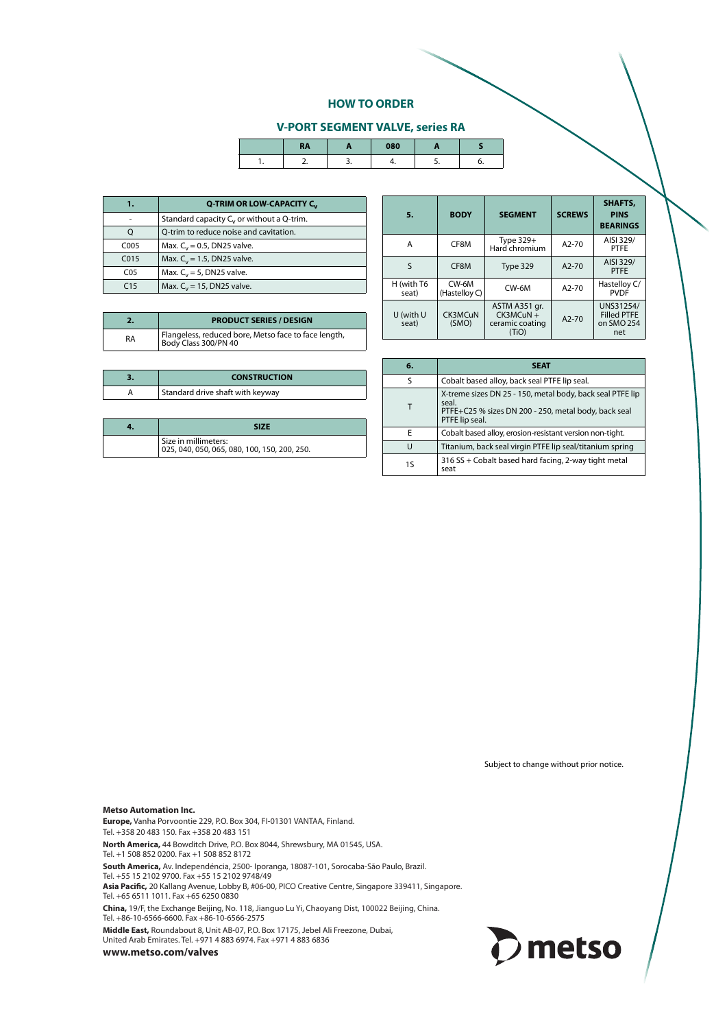## HOW TO ORDER

### V-PORT SEGMENT VALVE, series RA

| | RA | A | 080 | A | S |
|---|---|---|---|---|---|
| 1. | 2. | 3. | 4. | 5. | 6. |

| 1. | Q-TRIM OR LOW-CAPACITY $C_v$ |
|---|---|
| - | Standard capacity $C_v$ or without a Q-trim. |
| Q | Q-trim to reduce noise and cavitation. |
| C005 | Max. $C_v$ = 0.5, DN25 valve. |
| C015 | Max. $C_v$ = 1.5, DN25 valve. |
| C05 | Max. $C_v$ = 5, DN25 valve. |
| C15 | Max. $C_v$ = 15, DN25 valve. |

| 2. | PRODUCT SERIES / DESIGN |
|---|---|
| RA | Flangeless, reduced bore, Metso face to face length, Body Class 300/PN 40 |

| 3. | CONSTRUCTION |
|---|---|
| A | Standard drive shaft with keyway |

| 4. | SIZE |
|---|---|
| | Size in millimeters:<br>025, 040, 050, 065, 080, 100, 150, 200, 250. |

| 5. | BODY | SEGMENT | SCREWS | SHAFTS, PINS BEARINGS |
|---|---|---|---|---|
| A | CF8M | Type 329+ Hard chromium | A2-70 | AISI 329/ PTFE |
| S | CF8M | Type 329 | A2-70 | AISI 329/ PTFE |
| H (with T6 seat) | CW-6M (Hastelloy C) | CW-6M | A2-70 | Hastelloy C/ PVDF |
| U (with U seat) | CK3MCuN (SMO) | ASTM A351 gr. CK3MCuN + ceramic coating (TiO) | A2-70 | UNS31254/ Filled PTFE on SMO 254 net |

| 6. | SEAT |
|---|---|
| S | Cobalt based alloy, back seal PTFE lip seal. |
| T | X-treme sizes DN 25 - 150, metal body, back seal PTFE lip seal.<br>PTFE+C25 % sizes DN 200 - 250, metal body, back seal PTFE lip seal. |
| E | Cobalt based alloy, erosion-resistant version non-tight. |
| U | Titanium, back seal virgin PTFE lip seal/titanium spring |
| 1S | 316 SS + Cobalt based hard facing, 2-way tight metal seat |

Subject to change without prior notice.

**Metso Automation Inc.**

**Europe,** Vanha Porvoontie 229, P.O. Box 304, FI-01301 VANTAA, Finland.
Tel. +358 20 483 150. Fax +358 20 483 151

**North America,** 44 Bowditch Drive, P.O. Box 8044, Shrewsbury, MA 01545, USA.
Tel. +1 508 852 0200. Fax +1 508 852 8172

**South America,** Av. Independência, 2500- Iporanga, 18087-101, Sorocaba-São Paulo, Brazil.
Tel. +55 15 2102 9700. Fax +55 15 2102 9748/49

**Asia Pacific,** 20 Kallang Avenue, Lobby B, #06-00, PICO Creative Centre, Singapore 339411, Singapore.
Tel. +65 6511 1011. Fax +65 6250 0830

**China,** 19/F, the Exchange Beijing, No. 118, Jianguo Lu Yi, Chaoyang Dist, 100022 Beijing, China.
Tel. +86-10-6566-6600. Fax +86-10-6566-2575

**Middle East,** Roundabout 8, Unit AB-07, P.O. Box 17175, Jebel Ali Freezone, Dubai,
United Arab Emirates. Tel. +971 4 883 6974. Fax +971 4 883 6836

**www.metso.com/valves**

metso